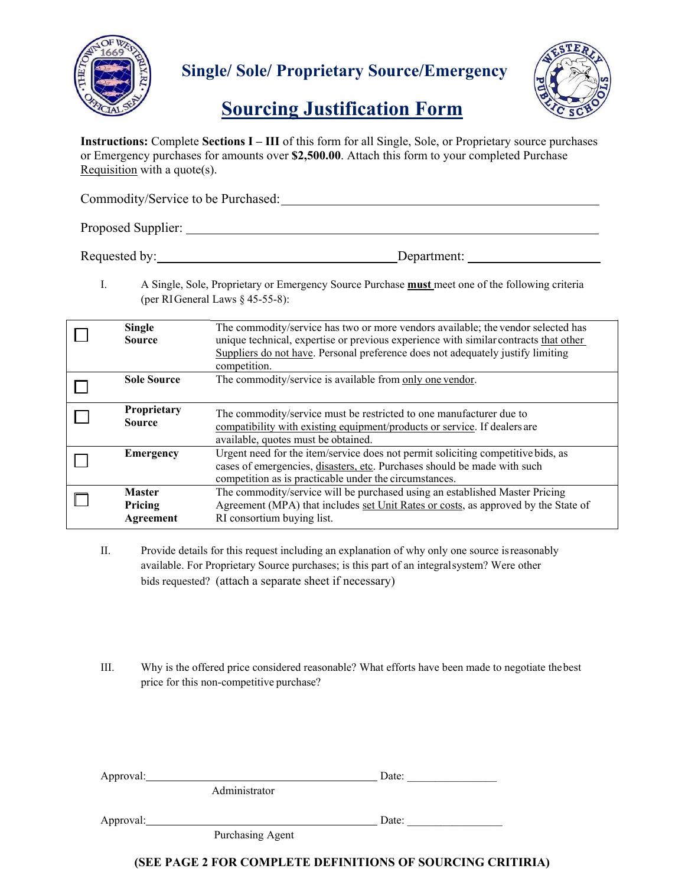# Single/ Sole/ Proprietary Source/Emergency

## Sourcing Justification Form

**Instructions:** Complete **Sections I – III** of this form for all Single, Sole, or Proprietary source purchases or Emergency purchases for amounts over **$2,500.00**. Attach this form to your completed Purchase Requisition with a quote(s).

Commodity/Service to be Purchased: ______________________________________________

Proposed Supplier: ______________________________________________

Requested by: ______________________________ Department: ____________________

I. A Single, Sole, Proprietary or Emergency Source Purchase **must** meet one of the following criteria (per RI General Laws § 45-55-8):

| | | |
|---|---|---|
| ☐ | **Single Source** | The commodity/service has two or more vendors available; the vendor selected has unique technical, expertise or previous experience with similar contracts that other Suppliers do not have. Personal preference does not adequately justify limiting competition. |
| ☐ | **Sole Source** | The commodity/service is available from only one vendor. |
| ☐ | **Proprietary Source** | The commodity/service must be restricted to one manufacturer due to compatibility with existing equipment/products or service. If dealers are available, quotes must be obtained. |
| ☐ | **Emergency** | Urgent need for the item/service does not permit soliciting competitive bids, as cases of emergencies, disasters, etc. Purchases should be made with such competition as is practicable under the circumstances. |
| ☐ | **Master Pricing Agreement** | The commodity/service will be purchased using an established Master Pricing Agreement (MPA) that includes set Unit Rates or costs, as approved by the State of RI consortium buying list. |

II. Provide details for this request including an explanation of why only one source is reasonably available. For Proprietary Source purchases; is this part of an integral system? Were other bids requested? (attach a separate sheet if necessary)

III. Why is the offered price considered reasonable? What efforts have been made to negotiate the best price for this non-competitive purchase?

Approval: ______________________________ Date: ________________
Administrator

Approval: ______________________________ Date: ________________
Purchasing Agent

**(SEE PAGE 2 FOR COMPLETE DEFINITIONS OF SOURCING CRITIRIA)**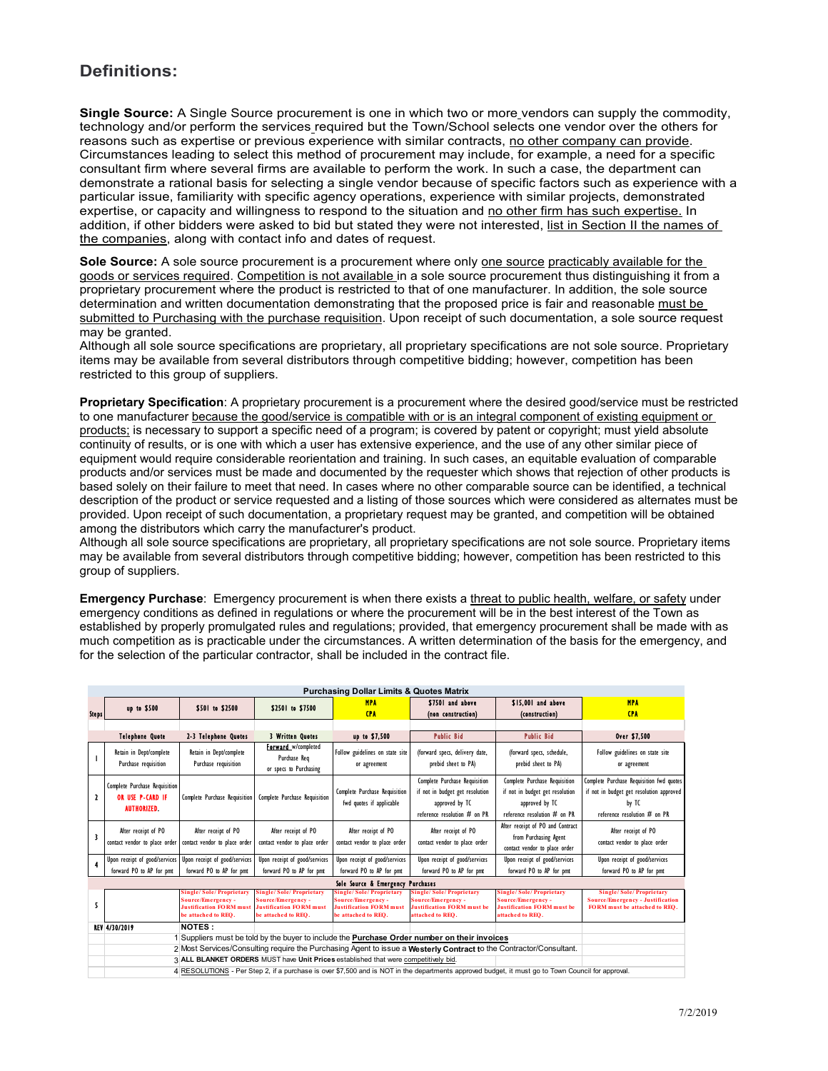## Definitions:

**Single Source:** A Single Source procurement is one in which two or more vendors can supply the commodity, technology and/or perform the services required but the Town/School selects one vendor over the others for reasons such as expertise or previous experience with similar contracts, no other company can provide. Circumstances leading to select this method of procurement may include, for example, a need for a specific consultant firm where several firms are available to perform the work. In such a case, the department can demonstrate a rational basis for selecting a single vendor because of specific factors such as experience with a particular issue, familiarity with specific agency operations, experience with similar projects, demonstrated expertise, or capacity and willingness to respond to the situation and no other firm has such expertise. In addition, if other bidders were asked to bid but stated they were not interested, list in Section II the names of the companies, along with contact info and dates of request.

**Sole Source:** A sole source procurement is a procurement where only one source practicably available for the goods or services required. Competition is not available in a sole source procurement thus distinguishing it from a proprietary procurement where the product is restricted to that of one manufacturer. In addition, the sole source determination and written documentation demonstrating that the proposed price is fair and reasonable must be submitted to Purchasing with the purchase requisition. Upon receipt of such documentation, a sole source request may be granted.
Although all sole source specifications are proprietary, all proprietary specifications are not sole source. Proprietary items may be available from several distributors through competitive bidding; however, competition has been restricted to this group of suppliers.

**Proprietary Specification**: A proprietary procurement is a procurement where the desired good/service must be restricted to one manufacturer because the good/service is compatible with or is an integral component of existing equipment or products; is necessary to support a specific need of a program; is covered by patent or copyright; must yield absolute continuity of results, or is one with which a user has extensive experience, and the use of any other similar piece of equipment would require considerable reorientation and training. In such cases, an equitable evaluation of comparable products and/or services must be made and documented by the requester which shows that rejection of other products is based solely on their failure to meet that need. In cases where no other comparable source can be identified, a technical description of the product or service requested and a listing of those sources which were considered as alternates must be provided. Upon receipt of such documentation, a proprietary request may be granted, and competition will be obtained among the distributors which carry the manufacturer's product.
Although all sole source specifications are proprietary, all proprietary specifications are not sole source. Proprietary items may be available from several distributors through competitive bidding; however, competition has been restricted to this group of suppliers.

**Emergency Purchase**: Emergency procurement is when there exists a threat to public health, welfare, or safety under emergency conditions as defined in regulations or where the procurement will be in the best interest of the Town as established by properly promulgated rules and regulations; provided, that emergency procurement shall be made with as much competition as is practicable under the circumstances. A written determination of the basis for the emergency, and for the selection of the particular contractor, shall be included in the contract file.

**Purchasing Dollar Limits & Quotes Matrix**

| Steps | up to $500 | $501 to $2500 | $2501 to $7500 | MPA CPA | $7501 and above (non construction) | $15,001 and above (construction) | MPA CPA |
|---|---|---|---|---|---|---|---|
| | Telephone Quote | 2-3 Telephone Quotes | 3 Written Quotes | up to $7,500 | Public Bid | Public Bid | Over $7,500 |
| 1 | Retain in Dept/complete Purchase requisition | Retain in Dept/complete Purchase requisition | Forward w/completed Purchase Req or specs to Purchasing | Follow guidelines on state site or agreement | (forward specs, delivery date, prebid sheet to PA) | (forward specs, schedule, prebid sheet to PA) | Follow guidelines on state site or agreement |
| 2 | Complete Purchase Requisition OR USE P-CARD IF AUTHORIZED. | Complete Purchase Requisition | Complete Purchase Requisition | Complete Purchase Requisition fwd quotes if applicable | Complete Purchase Requisition if not in budget get resolution approved by TC reference resolution # on PR | Complete Purchase Requisition if not in budget get resolution approved by TC reference resolution # on PR | Complete Purchase Requisition fwd quotes if not in budget get resolution approved by TC reference resolution # on PR |
| 3 | After receipt of PO contact vendor to place order | After receipt of PO contact vendor to place order | After receipt of PO contact vendor to place order | After receipt of PO contact vendor to place order | After receipt of PO contact vendor to place order | After receipt of PO and Contract from Purchasing Agent contact vendor to place order | After receipt of PO contact vendor to place order |
| 4 | Upon receipt of good/services forward PO to AP for pmt | Upon receipt of good/services forward PO to AP for pmt | Upon receipt of good/services forward PO to AP for pmt | Upon receipt of good/services forward PO to AP for pmt | Upon receipt of good/services forward PO to AP for pmt | Upon receipt of good/services forward PO to AP for pmt | Upon receipt of good/services forward PO to AP for pmt |
| | | | | Sole Source & Emergency Purchases | | | |
| 5 | | Single/Sole/Proprietary Source/Emergency - Justification FORM must be attached to REQ. | Single/Sole/Proprietary Source/Emergency - Justification FORM must be attached to REQ. | Single/Sole/Proprietary Source/Emergency - Justification FORM must be attached to REQ. | Single/Sole/Proprietary Source/Emergency - Justification FORM must be attached to REQ. | Single/Sole/Proprietary Source/Emergency - Justification FORM must be attached to REQ. | Single/Sole/Proprietary Source/Emergency - Justification FORM must be attached to REQ. |

REV 4/30/2019

**NOTES :**

1. Suppliers must be told by the buyer to include the **Purchase Order number on their invoices**
2. Most Services/Consulting require the Purchasing Agent to issue a **Westerly Contract** to the Contractor/Consultant.
3. **ALL BLANKET ORDERS** MUST have **Unit Prices** established that were competitively bid.
4. RESOLUTIONS - Per Step 2, if a purchase is over $7,500 and is NOT in the departments approved budget, it must go to Town Council for approval.

7/2/2019